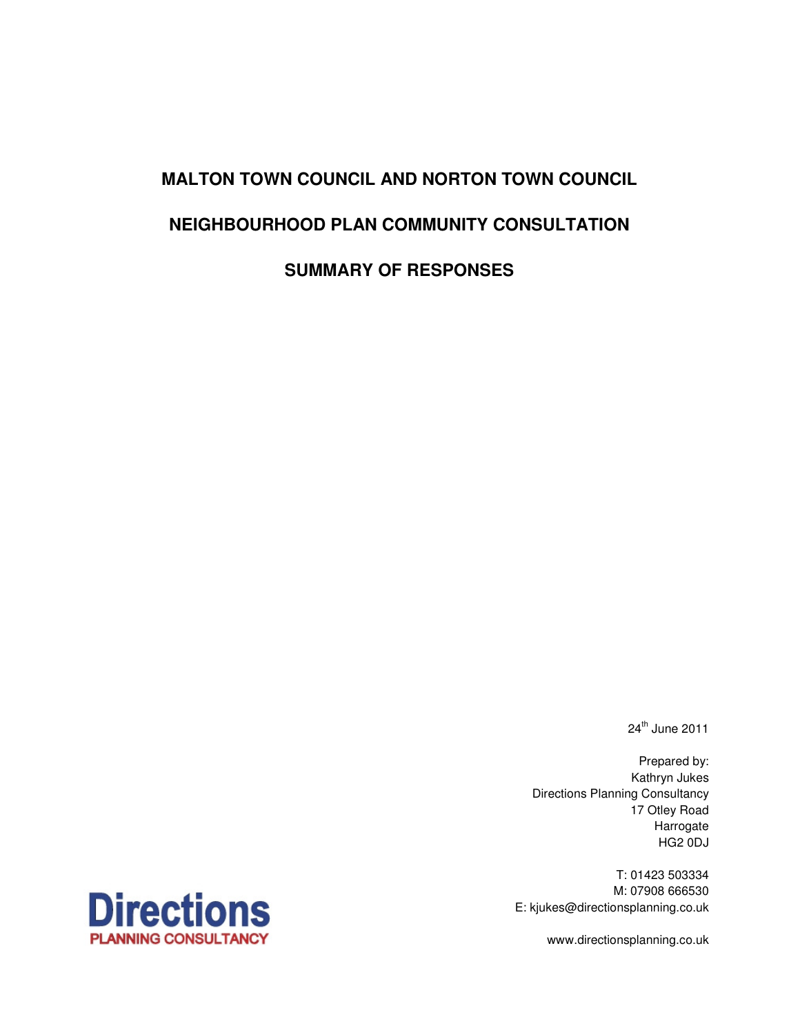# MALTON TOWN COUNCIL AND NORTON TOWN COUNCIL

# NEIGHBOURHOOD PLAN COMMUNITY CONSULTATION

# SUMMARY OF RESPONSES

24th June 2011

Prepared by:
Kathryn Jukes
Directions Planning Consultancy
17 Otley Road
Harrogate
HG2 0DJ

T: 01423 503334
M: 07908 666530
E: kjukes@directionsplanning.co.uk

www.directionsplanning.co.uk

**Directions**
PLANNING CONSULTANCY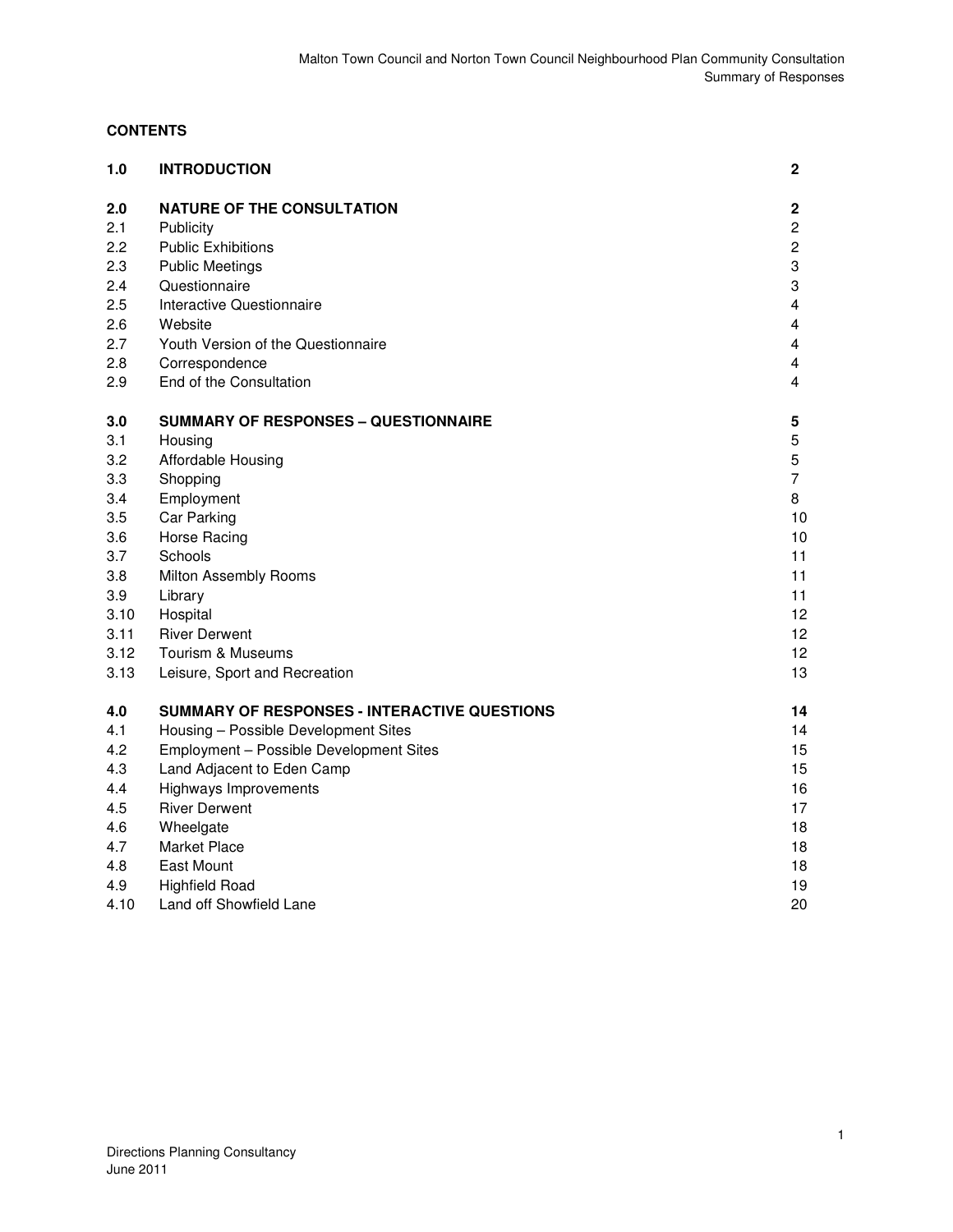## CONTENTS

| | | |
|---|---|---|
| **1.0** | **INTRODUCTION** | **2** |
| **2.0** | **NATURE OF THE CONSULTATION** | **2** |
| 2.1 | Publicity | 2 |
| 2.2 | Public Exhibitions | 2 |
| 2.3 | Public Meetings | 3 |
| 2.4 | Questionnaire | 3 |
| 2.5 | Interactive Questionnaire | 4 |
| 2.6 | Website | 4 |
| 2.7 | Youth Version of the Questionnaire | 4 |
| 2.8 | Correspondence | 4 |
| 2.9 | End of the Consultation | 4 |
| **3.0** | **SUMMARY OF RESPONSES – QUESTIONNAIRE** | **5** |
| 3.1 | Housing | 5 |
| 3.2 | Affordable Housing | 5 |
| 3.3 | Shopping | 7 |
| 3.4 | Employment | 8 |
| 3.5 | Car Parking | 10 |
| 3.6 | Horse Racing | 10 |
| 3.7 | Schools | 11 |
| 3.8 | Milton Assembly Rooms | 11 |
| 3.9 | Library | 11 |
| 3.10 | Hospital | 12 |
| 3.11 | River Derwent | 12 |
| 3.12 | Tourism & Museums | 12 |
| 3.13 | Leisure, Sport and Recreation | 13 |
| **4.0** | **SUMMARY OF RESPONSES - INTERACTIVE QUESTIONS** | **14** |
| 4.1 | Housing – Possible Development Sites | 14 |
| 4.2 | Employment – Possible Development Sites | 15 |
| 4.3 | Land Adjacent to Eden Camp | 15 |
| 4.4 | Highways Improvements | 16 |
| 4.5 | River Derwent | 17 |
| 4.6 | Wheelgate | 18 |
| 4.7 | Market Place | 18 |
| 4.8 | East Mount | 18 |
| 4.9 | Highfield Road | 19 |
| 4.10 | Land off Showfield Lane | 20 |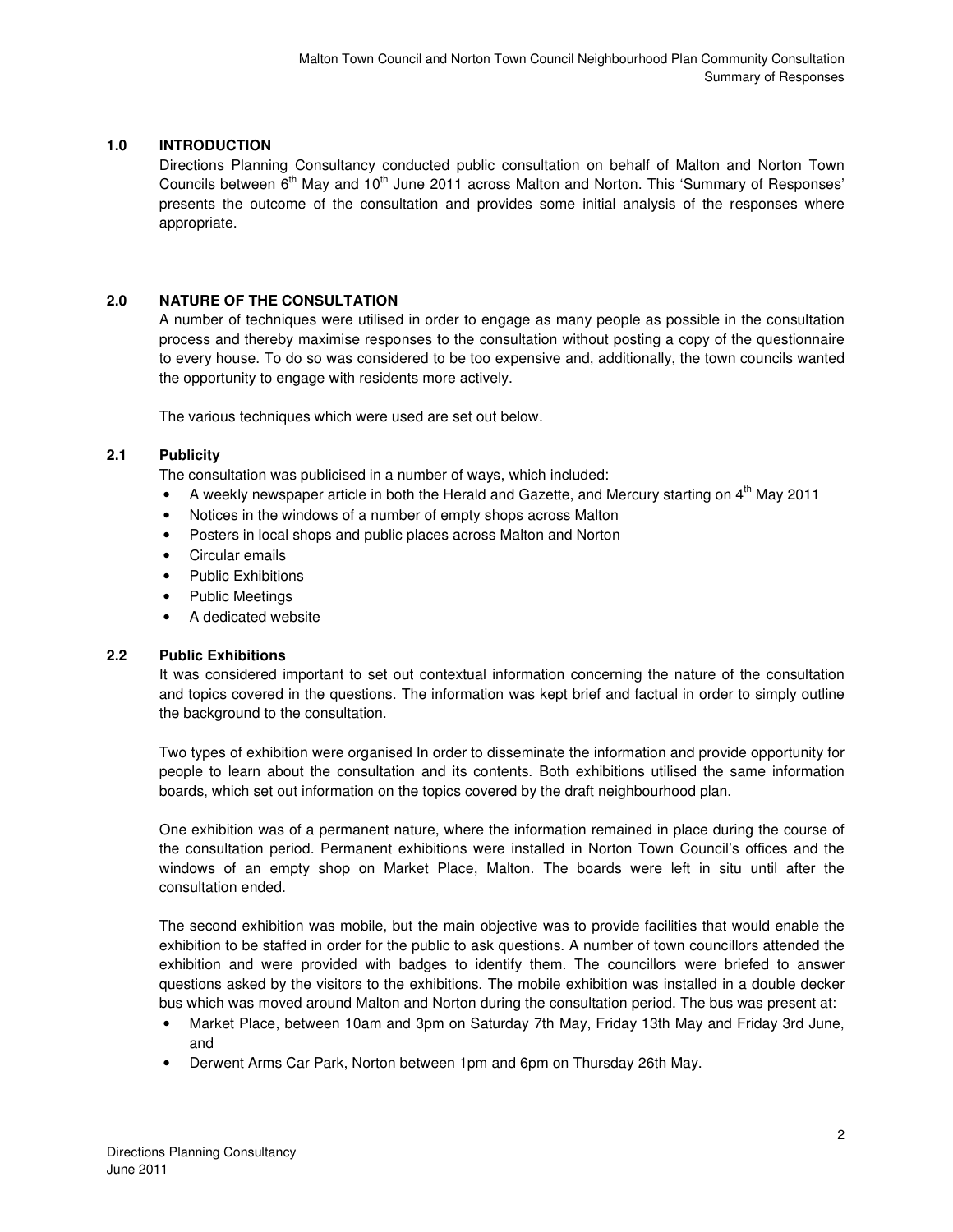## 1.0 INTRODUCTION

Directions Planning Consultancy conducted public consultation on behalf of Malton and Norton Town Councils between 6th May and 10th June 2011 across Malton and Norton. This 'Summary of Responses' presents the outcome of the consultation and provides some initial analysis of the responses where appropriate.

## 2.0 NATURE OF THE CONSULTATION

A number of techniques were utilised in order to engage as many people as possible in the consultation process and thereby maximise responses to the consultation without posting a copy of the questionnaire to every house. To do so was considered to be too expensive and, additionally, the town councils wanted the opportunity to engage with residents more actively.

The various techniques which were used are set out below.

### 2.1 Publicity

The consultation was publicised in a number of ways, which included:

- A weekly newspaper article in both the Herald and Gazette, and Mercury starting on 4th May 2011
- Notices in the windows of a number of empty shops across Malton
- Posters in local shops and public places across Malton and Norton
- Circular emails
- Public Exhibitions
- Public Meetings
- A dedicated website

### 2.2 Public Exhibitions

It was considered important to set out contextual information concerning the nature of the consultation and topics covered in the questions. The information was kept brief and factual in order to simply outline the background to the consultation.

Two types of exhibition were organised In order to disseminate the information and provide opportunity for people to learn about the consultation and its contents. Both exhibitions utilised the same information boards, which set out information on the topics covered by the draft neighbourhood plan.

One exhibition was of a permanent nature, where the information remained in place during the course of the consultation period. Permanent exhibitions were installed in Norton Town Council's offices and the windows of an empty shop on Market Place, Malton. The boards were left in situ until after the consultation ended.

The second exhibition was mobile, but the main objective was to provide facilities that would enable the exhibition to be staffed in order for the public to ask questions. A number of town councillors attended the exhibition and were provided with badges to identify them. The councillors were briefed to answer questions asked by the visitors to the exhibitions. The mobile exhibition was installed in a double decker bus which was moved around Malton and Norton during the consultation period. The bus was present at:

- Market Place, between 10am and 3pm on Saturday 7th May, Friday 13th May and Friday 3rd June, and
- Derwent Arms Car Park, Norton between 1pm and 6pm on Thursday 26th May.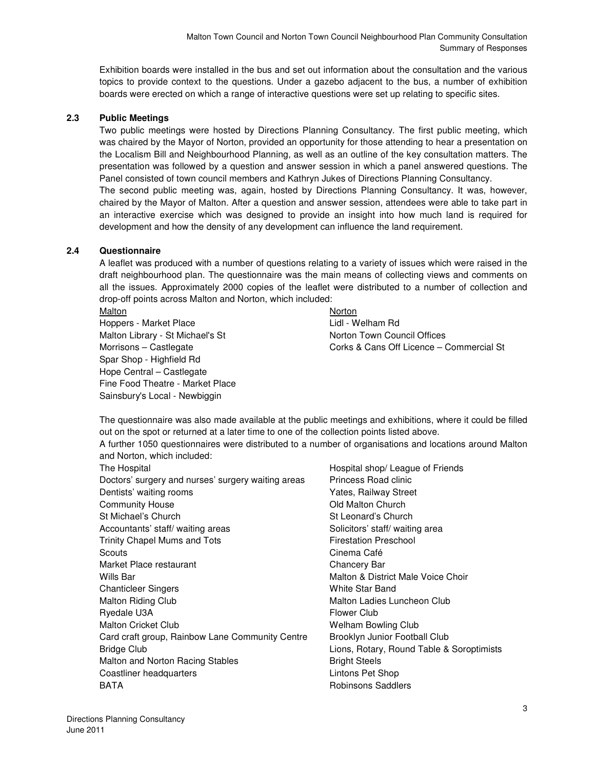Exhibition boards were installed in the bus and set out information about the consultation and the various topics to provide context to the questions. Under a gazebo adjacent to the bus, a number of exhibition boards were erected on which a range of interactive questions were set up relating to specific sites.

### 2.3 Public Meetings

Two public meetings were hosted by Directions Planning Consultancy. The first public meeting, which was chaired by the Mayor of Norton, provided an opportunity for those attending to hear a presentation on the Localism Bill and Neighbourhood Planning, as well as an outline of the key consultation matters. The presentation was followed by a question and answer session in which a panel answered questions. The Panel consisted of town council members and Kathryn Jukes of Directions Planning Consultancy.

The second public meeting was, again, hosted by Directions Planning Consultancy. It was, however, chaired by the Mayor of Malton. After a question and answer session, attendees were able to take part in an interactive exercise which was designed to provide an insight into how much land is required for development and how the density of any development can influence the land requirement.

### 2.4 Questionnaire

A leaflet was produced with a number of questions relating to a variety of issues which were raised in the draft neighbourhood plan. The questionnaire was the main means of collecting views and comments on all the issues. Approximately 2000 copies of the leaflet were distributed to a number of collection and drop-off points across Malton and Norton, which included:

<u>Malton</u>

- Hoppers - Market Place
- Malton Library - St Michael's St
- Morrisons – Castlegate
- Spar Shop - Highfield Rd
- Hope Central – Castlegate
- Fine Food Theatre - Market Place
- Sainsbury's Local - Newbiggin

<u>Norton</u>

- Lidl - Welham Rd
- Norton Town Council Offices
- Corks & Cans Off Licence – Commercial St

The questionnaire was also made available at the public meetings and exhibitions, where it could be filled out on the spot or returned at a later time to one of the collection points listed above.

A further 1050 questionnaires were distributed to a number of organisations and locations around Malton and Norton, which included:

- The Hospital
- Doctors' surgery and nurses' surgery waiting areas
- Dentists' waiting rooms
- Community House
- St Michael's Church
- Accountants' staff/ waiting areas
- Trinity Chapel Mums and Tots
- Scouts
- Market Place restaurant
- Wills Bar
- Chanticleer Singers
- Malton Riding Club
- Ryedale U3A
- Malton Cricket Club
- Card craft group, Rainbow Lane Community Centre
- Bridge Club
- Malton and Norton Racing Stables
- Coastliner headquarters
- BATA
- Hospital shop/ League of Friends
- Princess Road clinic
- Yates, Railway Street
- Old Malton Church
- St Leonard's Church
- Solicitors' staff/ waiting area
- Firestation Preschool
- Cinema Café
- Chancery Bar
- Malton & District Male Voice Choir
- White Star Band
- Malton Ladies Luncheon Club
- Flower Club
- Welham Bowling Club
- Brooklyn Junior Football Club
- Lions, Rotary, Round Table & Soroptimists
- Bright Steels
- Lintons Pet Shop
- Robinsons Saddlers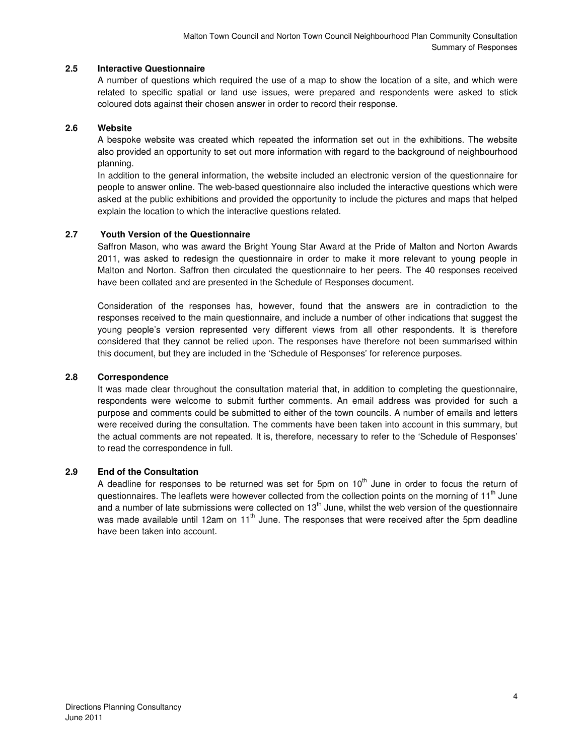## 2.5 Interactive Questionnaire

A number of questions which required the use of a map to show the location of a site, and which were related to specific spatial or land use issues, were prepared and respondents were asked to stick coloured dots against their chosen answer in order to record their response.

## 2.6 Website

A bespoke website was created which repeated the information set out in the exhibitions. The website also provided an opportunity to set out more information with regard to the background of neighbourhood planning.

In addition to the general information, the website included an electronic version of the questionnaire for people to answer online. The web-based questionnaire also included the interactive questions which were asked at the public exhibitions and provided the opportunity to include the pictures and maps that helped explain the location to which the interactive questions related.

## 2.7 Youth Version of the Questionnaire

Saffron Mason, who was award the Bright Young Star Award at the Pride of Malton and Norton Awards 2011, was asked to redesign the questionnaire in order to make it more relevant to young people in Malton and Norton. Saffron then circulated the questionnaire to her peers. The 40 responses received have been collated and are presented in the Schedule of Responses document.

Consideration of the responses has, however, found that the answers are in contradiction to the responses received to the main questionnaire, and include a number of other indications that suggest the young people's version represented very different views from all other respondents. It is therefore considered that they cannot be relied upon. The responses have therefore not been summarised within this document, but they are included in the 'Schedule of Responses' for reference purposes.

## 2.8 Correspondence

It was made clear throughout the consultation material that, in addition to completing the questionnaire, respondents were welcome to submit further comments. An email address was provided for such a purpose and comments could be submitted to either of the town councils. A number of emails and letters were received during the consultation. The comments have been taken into account in this summary, but the actual comments are not repeated. It is, therefore, necessary to refer to the 'Schedule of Responses' to read the correspondence in full.

## 2.9 End of the Consultation

A deadline for responses to be returned was set for 5pm on 10th June in order to focus the return of questionnaires. The leaflets were however collected from the collection points on the morning of 11th June and a number of late submissions were collected on 13th June, whilst the web version of the questionnaire was made available until 12am on 11th June. The responses that were received after the 5pm deadline have been taken into account.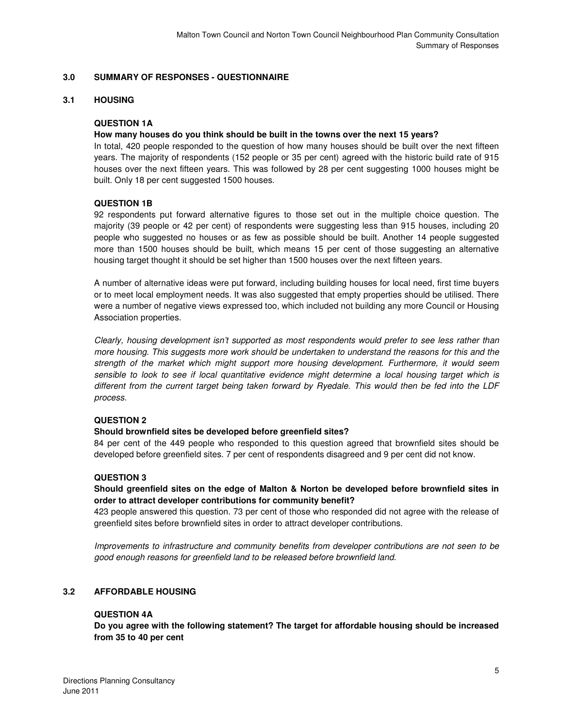## 3.0 SUMMARY OF RESPONSES - QUESTIONNAIRE

### 3.1 HOUSING

**QUESTION 1A**

**How many houses do you think should be built in the towns over the next 15 years?**

In total, 420 people responded to the question of how many houses should be built over the next fifteen years. The majority of respondents (152 people or 35 per cent) agreed with the historic build rate of 915 houses over the next fifteen years. This was followed by 28 per cent suggesting 1000 houses might be built. Only 18 per cent suggested 1500 houses.

**QUESTION 1B**

92 respondents put forward alternative figures to those set out in the multiple choice question. The majority (39 people or 42 per cent) of respondents were suggesting less than 915 houses, including 20 people who suggested no houses or as few as possible should be built. Another 14 people suggested more than 1500 houses should be built, which means 15 per cent of those suggesting an alternative housing target thought it should be set higher than 1500 houses over the next fifteen years.

A number of alternative ideas were put forward, including building houses for local need, first time buyers or to meet local employment needs. It was also suggested that empty properties should be utilised. There were a number of negative views expressed too, which included not building any more Council or Housing Association properties.

*Clearly, housing development isn't supported as most respondents would prefer to see less rather than more housing. This suggests more work should be undertaken to understand the reasons for this and the strength of the market which might support more housing development. Furthermore, it would seem sensible to look to see if local quantitative evidence might determine a local housing target which is different from the current target being taken forward by Ryedale. This would then be fed into the LDF process.*

**QUESTION 2**

**Should brownfield sites be developed before greenfield sites?**

84 per cent of the 449 people who responded to this question agreed that brownfield sites should be developed before greenfield sites. 7 per cent of respondents disagreed and 9 per cent did not know.

**QUESTION 3**

**Should greenfield sites on the edge of Malton & Norton be developed before brownfield sites in order to attract developer contributions for community benefit?**

423 people answered this question. 73 per cent of those who responded did not agree with the release of greenfield sites before brownfield sites in order to attract developer contributions.

*Improvements to infrastructure and community benefits from developer contributions are not seen to be good enough reasons for greenfield land to be released before brownfield land.*

### 3.2 AFFORDABLE HOUSING

**QUESTION 4A**

**Do you agree with the following statement? The target for affordable housing should be increased from 35 to 40 per cent**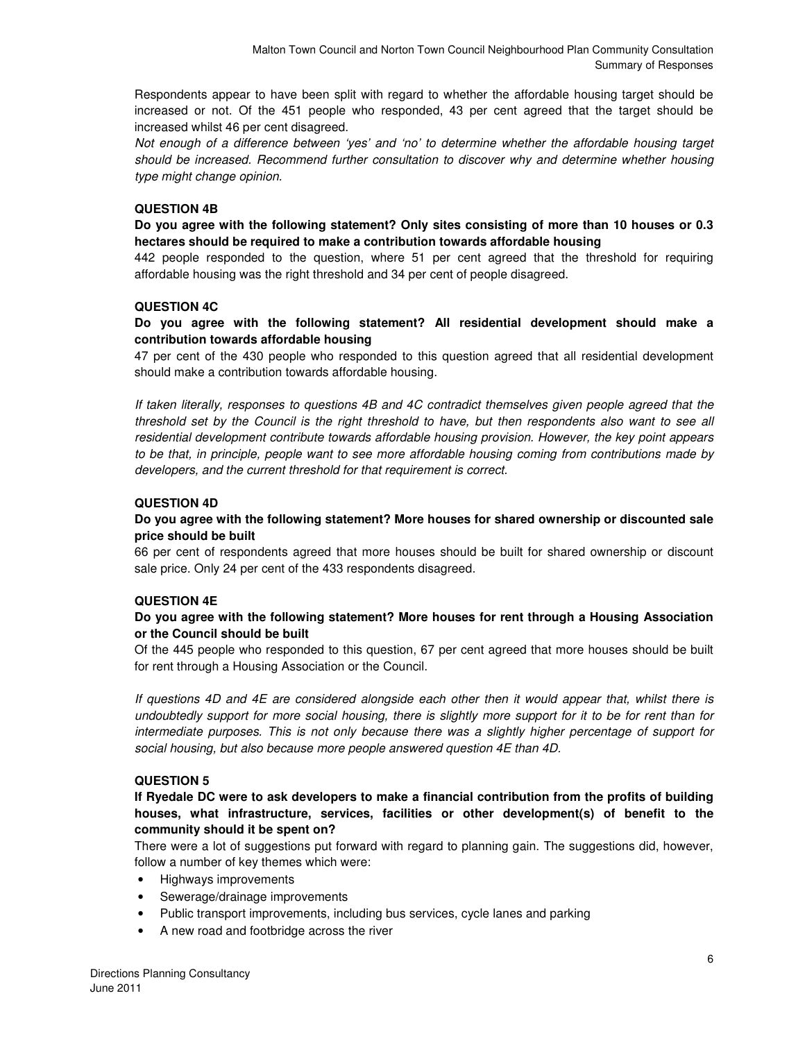Respondents appear to have been split with regard to whether the affordable housing target should be increased or not. Of the 451 people who responded, 43 per cent agreed that the target should be increased whilst 46 per cent disagreed.

*Not enough of a difference between 'yes' and 'no' to determine whether the affordable housing target should be increased. Recommend further consultation to discover why and determine whether housing type might change opinion.*

#### QUESTION 4B

**Do you agree with the following statement? Only sites consisting of more than 10 houses or 0.3 hectares should be required to make a contribution towards affordable housing**

442 people responded to the question, where 51 per cent agreed that the threshold for requiring affordable housing was the right threshold and 34 per cent of people disagreed.

#### QUESTION 4C

**Do you agree with the following statement? All residential development should make a contribution towards affordable housing**

47 per cent of the 430 people who responded to this question agreed that all residential development should make a contribution towards affordable housing.

*If taken literally, responses to questions 4B and 4C contradict themselves given people agreed that the threshold set by the Council is the right threshold to have, but then respondents also want to see all residential development contribute towards affordable housing provision. However, the key point appears to be that, in principle, people want to see more affordable housing coming from contributions made by developers, and the current threshold for that requirement is correct.*

#### QUESTION 4D

**Do you agree with the following statement? More houses for shared ownership or discounted sale price should be built**

66 per cent of respondents agreed that more houses should be built for shared ownership or discount sale price. Only 24 per cent of the 433 respondents disagreed.

#### QUESTION 4E

**Do you agree with the following statement? More houses for rent through a Housing Association or the Council should be built**

Of the 445 people who responded to this question, 67 per cent agreed that more houses should be built for rent through a Housing Association or the Council.

*If questions 4D and 4E are considered alongside each other then it would appear that, whilst there is undoubtedly support for more social housing, there is slightly more support for it to be for rent than for intermediate purposes. This is not only because there was a slightly higher percentage of support for social housing, but also because more people answered question 4E than 4D.*

#### QUESTION 5

**If Ryedale DC were to ask developers to make a financial contribution from the profits of building houses, what infrastructure, services, facilities or other development(s) of benefit to the community should it be spent on?**

There were a lot of suggestions put forward with regard to planning gain. The suggestions did, however, follow a number of key themes which were:

- Highways improvements
- Sewerage/drainage improvements
- Public transport improvements, including bus services, cycle lanes and parking
- A new road and footbridge across the river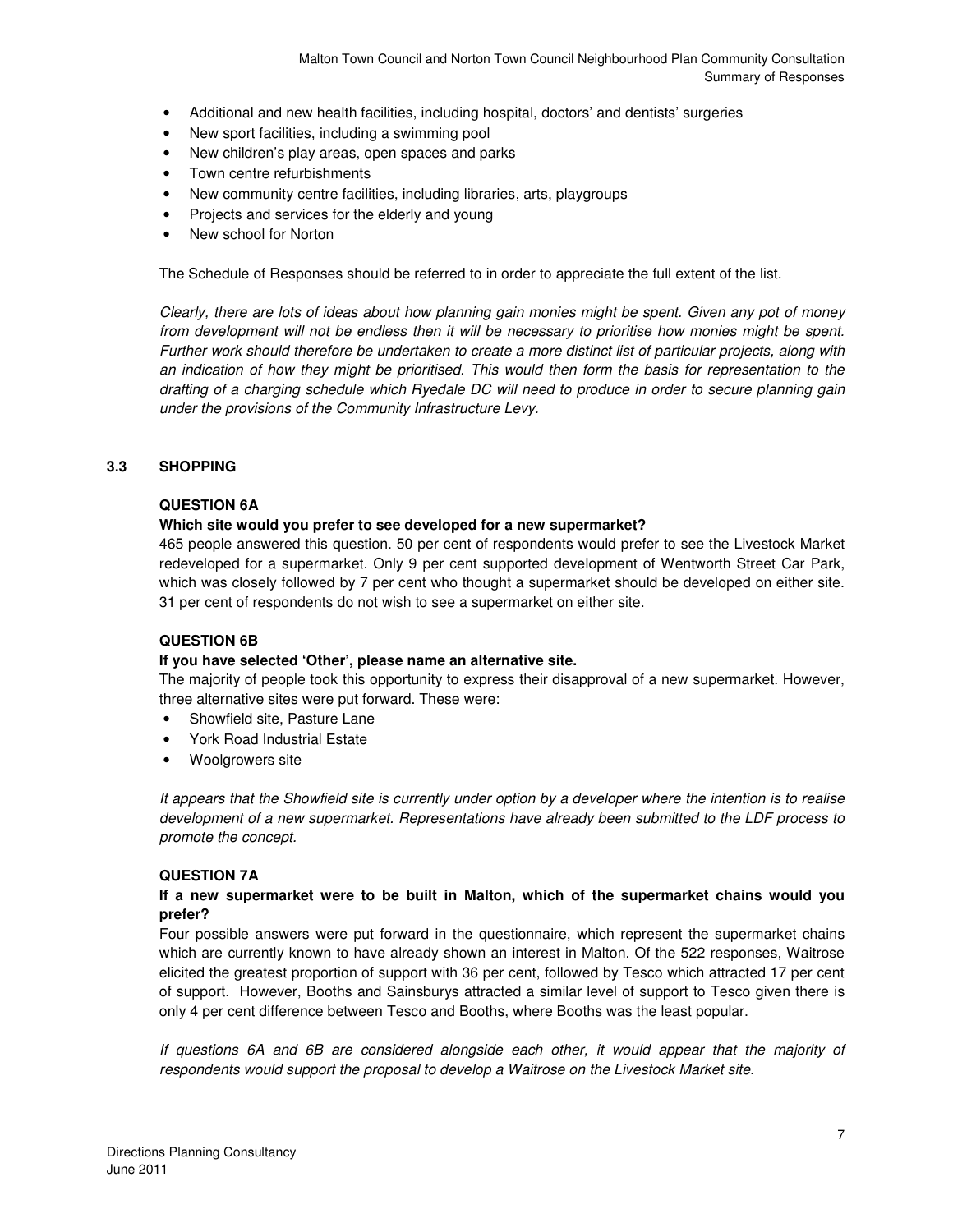- Additional and new health facilities, including hospital, doctors' and dentists' surgeries
- New sport facilities, including a swimming pool
- New children's play areas, open spaces and parks
- Town centre refurbishments
- New community centre facilities, including libraries, arts, playgroups
- Projects and services for the elderly and young
- New school for Norton

The Schedule of Responses should be referred to in order to appreciate the full extent of the list.

*Clearly, there are lots of ideas about how planning gain monies might be spent. Given any pot of money from development will not be endless then it will be necessary to prioritise how monies might be spent. Further work should therefore be undertaken to create a more distinct list of particular projects, along with an indication of how they might be prioritised. This would then form the basis for representation to the drafting of a charging schedule which Ryedale DC will need to produce in order to secure planning gain under the provisions of the Community Infrastructure Levy.*

### 3.3 SHOPPING

**QUESTION 6A**

**Which site would you prefer to see developed for a new supermarket?**

465 people answered this question. 50 per cent of respondents would prefer to see the Livestock Market redeveloped for a supermarket. Only 9 per cent supported development of Wentworth Street Car Park, which was closely followed by 7 per cent who thought a supermarket should be developed on either site. 31 per cent of respondents do not wish to see a supermarket on either site.

**QUESTION 6B**

**If you have selected 'Other', please name an alternative site.**

The majority of people took this opportunity to express their disapproval of a new supermarket. However, three alternative sites were put forward. These were:

- Showfield site, Pasture Lane
- York Road Industrial Estate
- Woolgrowers site

*It appears that the Showfield site is currently under option by a developer where the intention is to realise development of a new supermarket. Representations have already been submitted to the LDF process to promote the concept.*

**QUESTION 7A**

**If a new supermarket were to be built in Malton, which of the supermarket chains would you prefer?**

Four possible answers were put forward in the questionnaire, which represent the supermarket chains which are currently known to have already shown an interest in Malton. Of the 522 responses, Waitrose elicited the greatest proportion of support with 36 per cent, followed by Tesco which attracted 17 per cent of support. However, Booths and Sainsburys attracted a similar level of support to Tesco given there is only 4 per cent difference between Tesco and Booths, where Booths was the least popular.

*If questions 6A and 6B are considered alongside each other, it would appear that the majority of respondents would support the proposal to develop a Waitrose on the Livestock Market site.*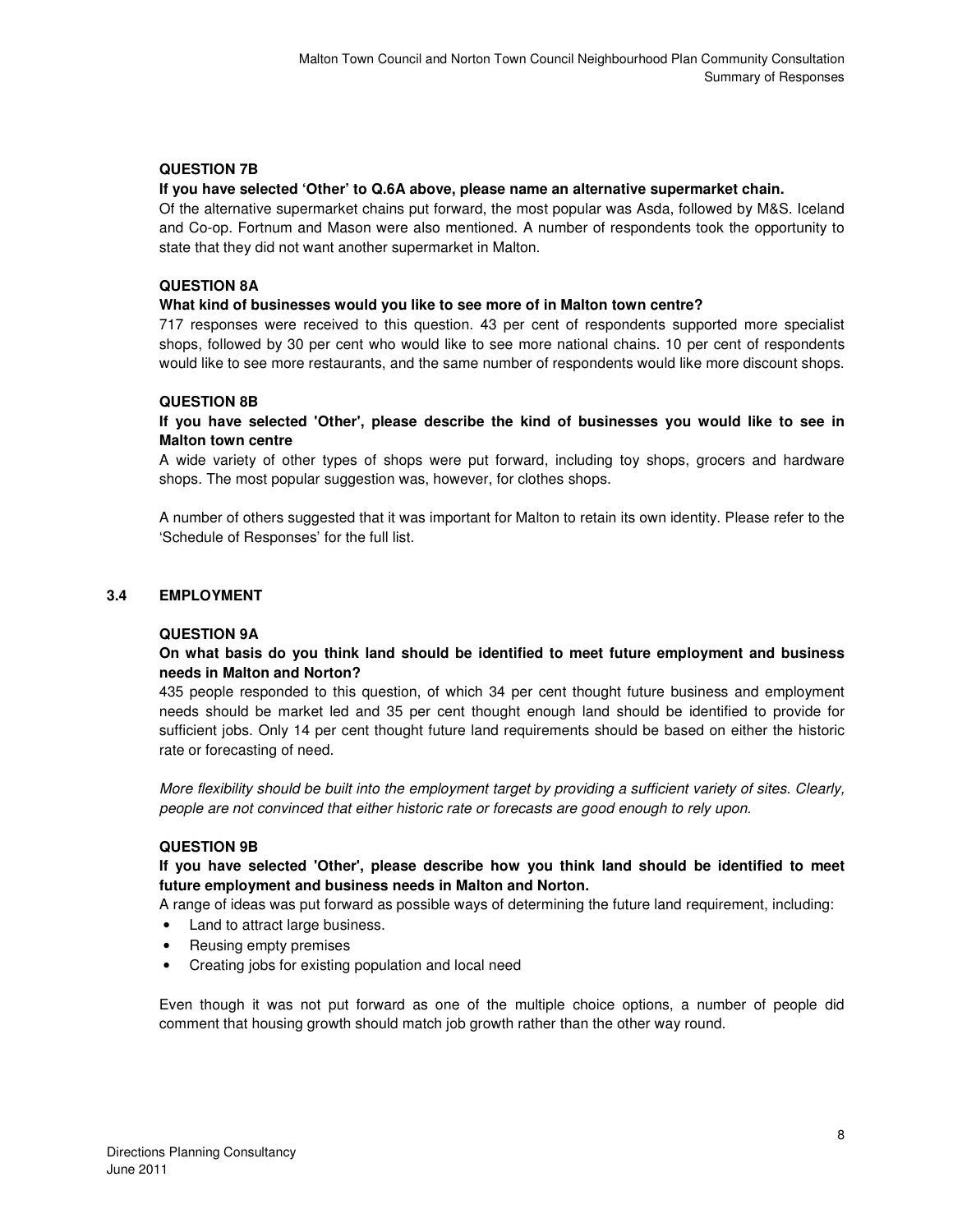**QUESTION 7B**

**If you have selected 'Other' to Q.6A above, please name an alternative supermarket chain.**

Of the alternative supermarket chains put forward, the most popular was Asda, followed by M&S. Iceland and Co-op. Fortnum and Mason were also mentioned. A number of respondents took the opportunity to state that they did not want another supermarket in Malton.

**QUESTION 8A**

**What kind of businesses would you like to see more of in Malton town centre?**

717 responses were received to this question. 43 per cent of respondents supported more specialist shops, followed by 30 per cent who would like to see more national chains. 10 per cent of respondents would like to see more restaurants, and the same number of respondents would like more discount shops.

**QUESTION 8B**

**If you have selected 'Other', please describe the kind of businesses you would like to see in Malton town centre**

A wide variety of other types of shops were put forward, including toy shops, grocers and hardware shops. The most popular suggestion was, however, for clothes shops.

A number of others suggested that it was important for Malton to retain its own identity. Please refer to the 'Schedule of Responses' for the full list.

## 3.4 EMPLOYMENT

**QUESTION 9A**

**On what basis do you think land should be identified to meet future employment and business needs in Malton and Norton?**

435 people responded to this question, of which 34 per cent thought future business and employment needs should be market led and 35 per cent thought enough land should be identified to provide for sufficient jobs. Only 14 per cent thought future land requirements should be based on either the historic rate or forecasting of need.

*More flexibility should be built into the employment target by providing a sufficient variety of sites. Clearly, people are not convinced that either historic rate or forecasts are good enough to rely upon.*

**QUESTION 9B**

**If you have selected 'Other', please describe how you think land should be identified to meet future employment and business needs in Malton and Norton.**

A range of ideas was put forward as possible ways of determining the future land requirement, including:

- Land to attract large business.
- Reusing empty premises
- Creating jobs for existing population and local need

Even though it was not put forward as one of the multiple choice options, a number of people did comment that housing growth should match job growth rather than the other way round.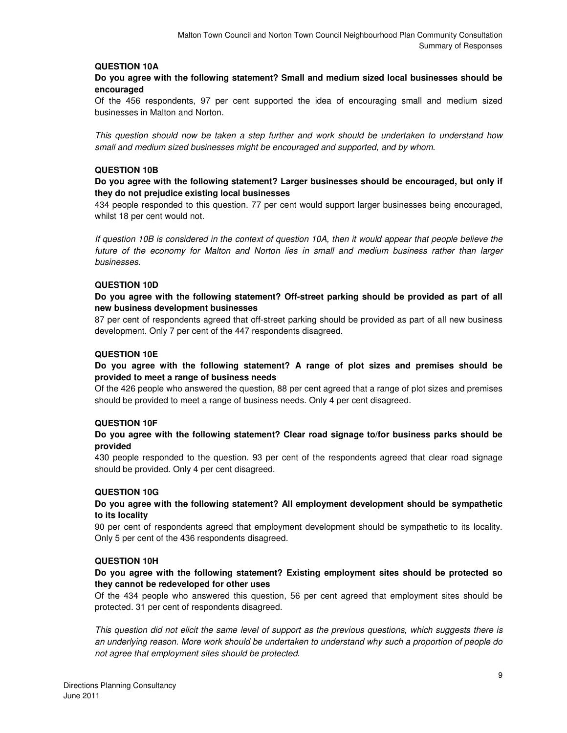### QUESTION 10A

**Do you agree with the following statement? Small and medium sized local businesses should be encouraged**

Of the 456 respondents, 97 per cent supported the idea of encouraging small and medium sized businesses in Malton and Norton.

*This question should now be taken a step further and work should be undertaken to understand how small and medium sized businesses might be encouraged and supported, and by whom.*

### QUESTION 10B

**Do you agree with the following statement? Larger businesses should be encouraged, but only if they do not prejudice existing local businesses**

434 people responded to this question. 77 per cent would support larger businesses being encouraged, whilst 18 per cent would not.

*If question 10B is considered in the context of question 10A, then it would appear that people believe the future of the economy for Malton and Norton lies in small and medium business rather than larger businesses.*

### QUESTION 10D

**Do you agree with the following statement? Off-street parking should be provided as part of all new business development businesses**

87 per cent of respondents agreed that off-street parking should be provided as part of all new business development. Only 7 per cent of the 447 respondents disagreed.

### QUESTION 10E

**Do you agree with the following statement? A range of plot sizes and premises should be provided to meet a range of business needs**

Of the 426 people who answered the question, 88 per cent agreed that a range of plot sizes and premises should be provided to meet a range of business needs. Only 4 per cent disagreed.

### QUESTION 10F

**Do you agree with the following statement? Clear road signage to/for business parks should be provided**

430 people responded to the question. 93 per cent of the respondents agreed that clear road signage should be provided. Only 4 per cent disagreed.

### QUESTION 10G

**Do you agree with the following statement? All employment development should be sympathetic to its locality**

90 per cent of respondents agreed that employment development should be sympathetic to its locality. Only 5 per cent of the 436 respondents disagreed.

### QUESTION 10H

**Do you agree with the following statement? Existing employment sites should be protected so they cannot be redeveloped for other uses**

Of the 434 people who answered this question, 56 per cent agreed that employment sites should be protected. 31 per cent of respondents disagreed.

*This question did not elicit the same level of support as the previous questions, which suggests there is an underlying reason. More work should be undertaken to understand why such a proportion of people do not agree that employment sites should be protected.*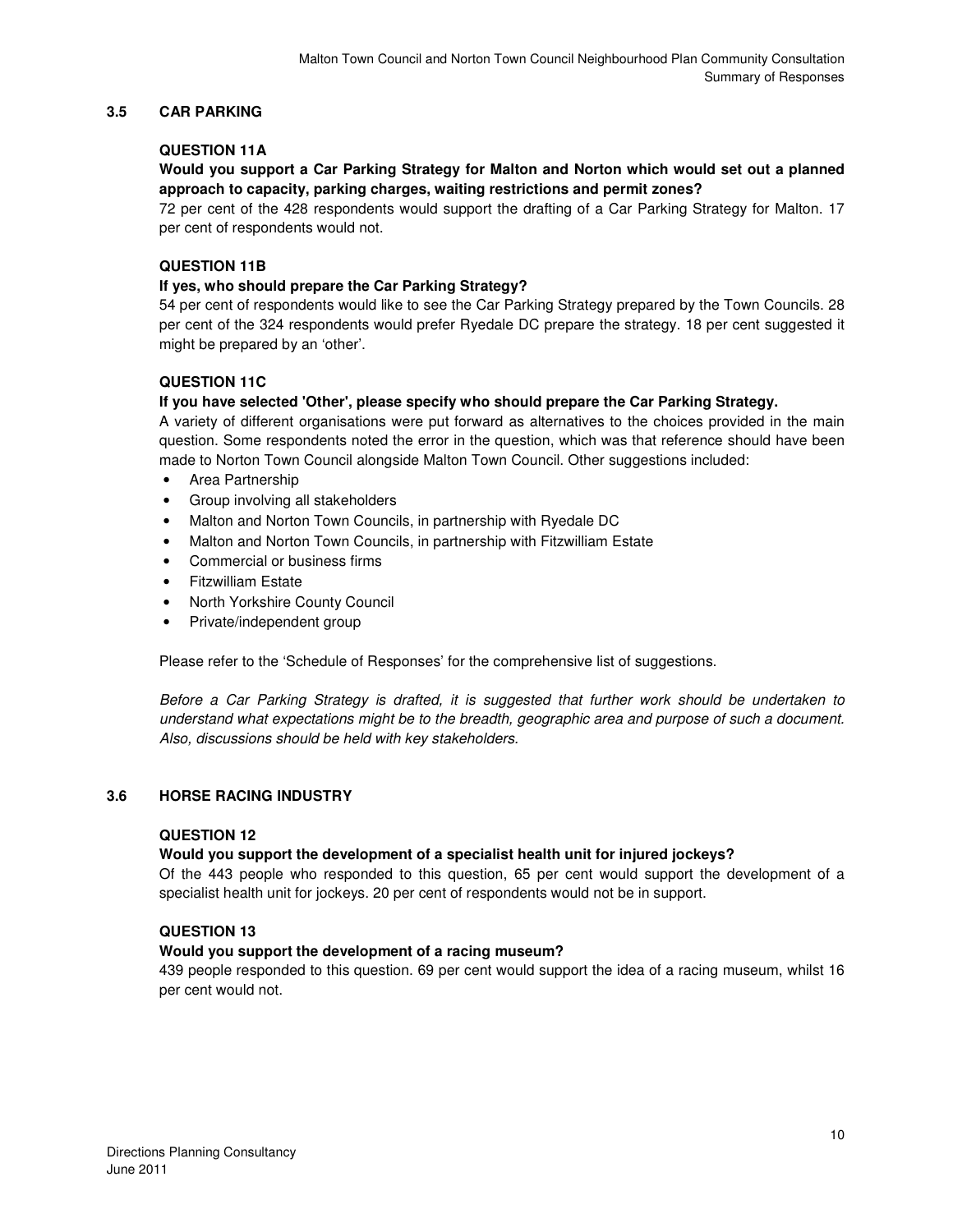## 3.5 CAR PARKING

### QUESTION 11A

**Would you support a Car Parking Strategy for Malton and Norton which would set out a planned approach to capacity, parking charges, waiting restrictions and permit zones?**

72 per cent of the 428 respondents would support the drafting of a Car Parking Strategy for Malton. 17 per cent of respondents would not.

### QUESTION 11B

**If yes, who should prepare the Car Parking Strategy?**

54 per cent of respondents would like to see the Car Parking Strategy prepared by the Town Councils. 28 per cent of the 324 respondents would prefer Ryedale DC prepare the strategy. 18 per cent suggested it might be prepared by an 'other'.

### QUESTION 11C

**If you have selected 'Other', please specify who should prepare the Car Parking Strategy.**

A variety of different organisations were put forward as alternatives to the choices provided in the main question. Some respondents noted the error in the question, which was that reference should have been made to Norton Town Council alongside Malton Town Council. Other suggestions included:

- Area Partnership
- Group involving all stakeholders
- Malton and Norton Town Councils, in partnership with Ryedale DC
- Malton and Norton Town Councils, in partnership with Fitzwilliam Estate
- Commercial or business firms
- Fitzwilliam Estate
- North Yorkshire County Council
- Private/independent group

Please refer to the 'Schedule of Responses' for the comprehensive list of suggestions.

*Before a Car Parking Strategy is drafted, it is suggested that further work should be undertaken to understand what expectations might be to the breadth, geographic area and purpose of such a document. Also, discussions should be held with key stakeholders.*

## 3.6 HORSE RACING INDUSTRY

### QUESTION 12

**Would you support the development of a specialist health unit for injured jockeys?**

Of the 443 people who responded to this question, 65 per cent would support the development of a specialist health unit for jockeys. 20 per cent of respondents would not be in support.

### QUESTION 13

**Would you support the development of a racing museum?**

439 people responded to this question. 69 per cent would support the idea of a racing museum, whilst 16 per cent would not.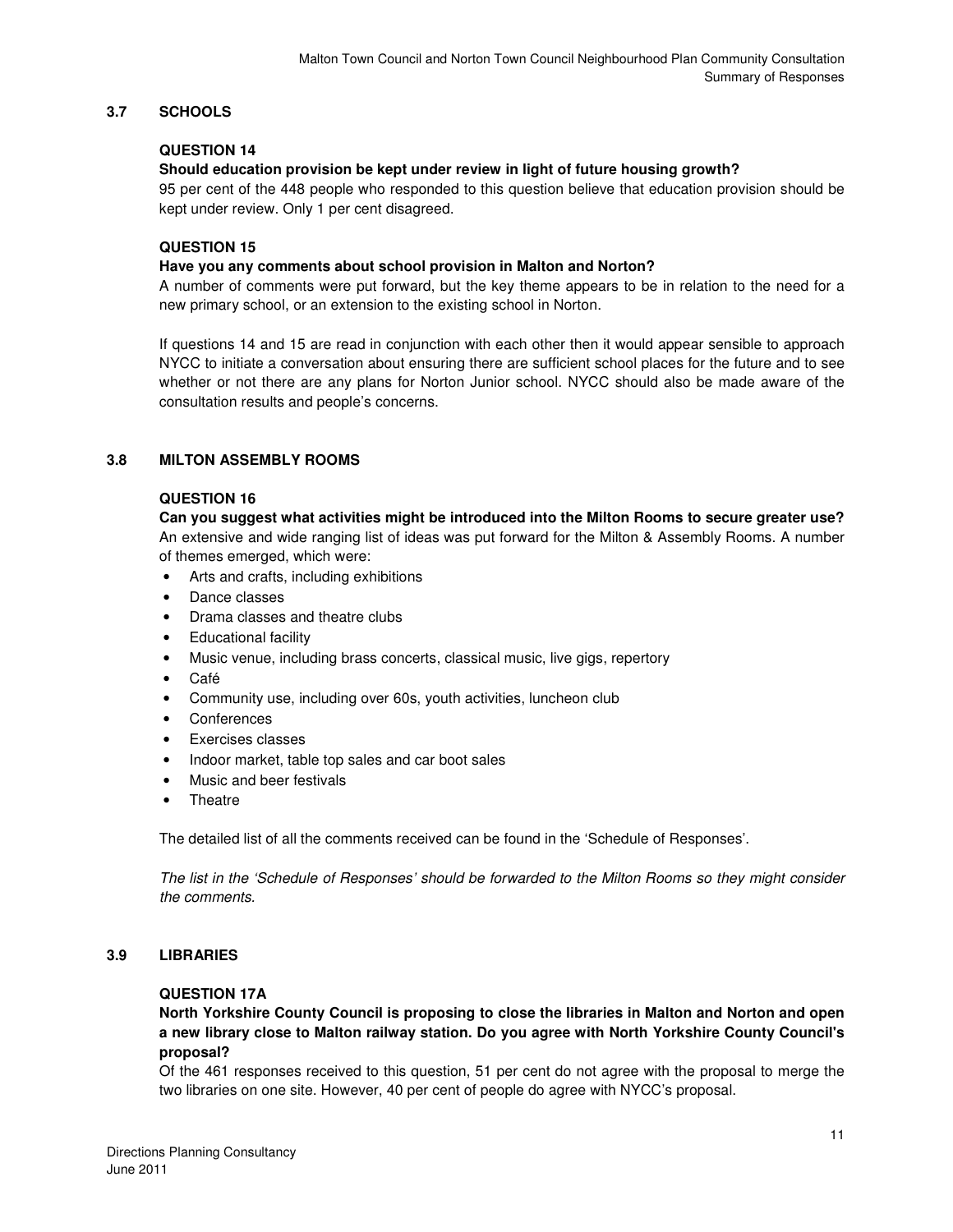## 3.7 SCHOOLS

### QUESTION 14

**Should education provision be kept under review in light of future housing growth?**

95 per cent of the 448 people who responded to this question believe that education provision should be kept under review. Only 1 per cent disagreed.

### QUESTION 15

**Have you any comments about school provision in Malton and Norton?**

A number of comments were put forward, but the key theme appears to be in relation to the need for a new primary school, or an extension to the existing school in Norton.

If questions 14 and 15 are read in conjunction with each other then it would appear sensible to approach NYCC to initiate a conversation about ensuring there are sufficient school places for the future and to see whether or not there are any plans for Norton Junior school. NYCC should also be made aware of the consultation results and people's concerns.

## 3.8 MILTON ASSEMBLY ROOMS

### QUESTION 16

**Can you suggest what activities might be introduced into the Milton Rooms to secure greater use?**

An extensive and wide ranging list of ideas was put forward for the Milton & Assembly Rooms. A number of themes emerged, which were:

- Arts and crafts, including exhibitions
- Dance classes
- Drama classes and theatre clubs
- Educational facility
- Music venue, including brass concerts, classical music, live gigs, repertory
- Café
- Community use, including over 60s, youth activities, luncheon club
- Conferences
- Exercises classes
- Indoor market, table top sales and car boot sales
- Music and beer festivals
- Theatre

The detailed list of all the comments received can be found in the 'Schedule of Responses'.

*The list in the 'Schedule of Responses' should be forwarded to the Milton Rooms so they might consider the comments.*

## 3.9 LIBRARIES

### QUESTION 17A

**North Yorkshire County Council is proposing to close the libraries in Malton and Norton and open a new library close to Malton railway station. Do you agree with North Yorkshire County Council's proposal?**

Of the 461 responses received to this question, 51 per cent do not agree with the proposal to merge the two libraries on one site. However, 40 per cent of people do agree with NYCC's proposal.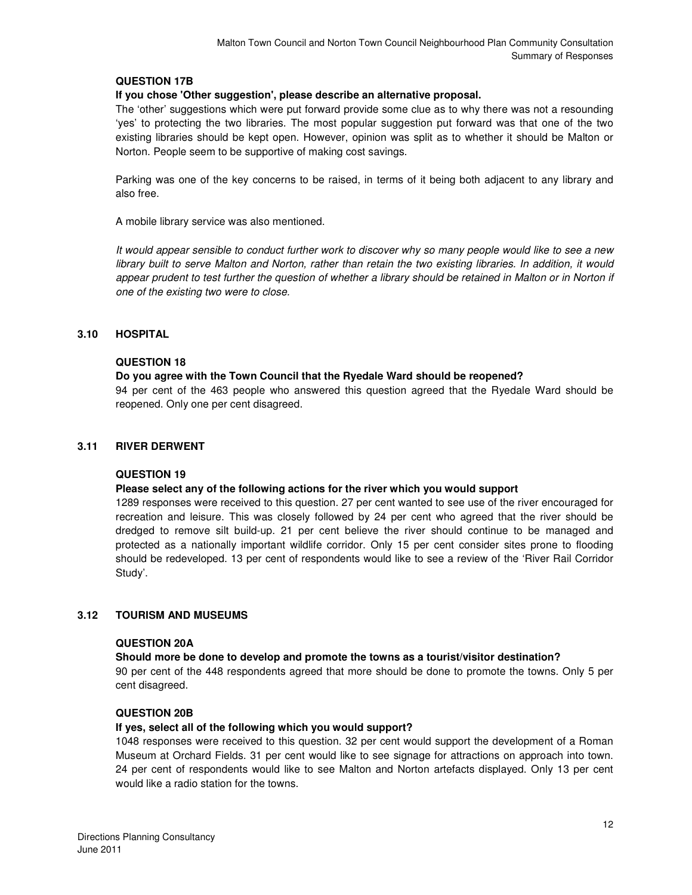### QUESTION 17B

**If you chose 'Other suggestion', please describe an alternative proposal.**

The 'other' suggestions which were put forward provide some clue as to why there was not a resounding 'yes' to protecting the two libraries. The most popular suggestion put forward was that one of the two existing libraries should be kept open. However, opinion was split as to whether it should be Malton or Norton. People seem to be supportive of making cost savings.

Parking was one of the key concerns to be raised, in terms of it being both adjacent to any library and also free.

A mobile library service was also mentioned.

*It would appear sensible to conduct further work to discover why so many people would like to see a new library built to serve Malton and Norton, rather than retain the two existing libraries. In addition, it would appear prudent to test further the question of whether a library should be retained in Malton or in Norton if one of the existing two were to close.*

## 3.10 HOSPITAL

### QUESTION 18

**Do you agree with the Town Council that the Ryedale Ward should be reopened?**

94 per cent of the 463 people who answered this question agreed that the Ryedale Ward should be reopened. Only one per cent disagreed.

## 3.11 RIVER DERWENT

### QUESTION 19

**Please select any of the following actions for the river which you would support**

1289 responses were received to this question. 27 per cent wanted to see use of the river encouraged for recreation and leisure. This was closely followed by 24 per cent who agreed that the river should be dredged to remove silt build-up. 21 per cent believe the river should continue to be managed and protected as a nationally important wildlife corridor. Only 15 per cent consider sites prone to flooding should be redeveloped. 13 per cent of respondents would like to see a review of the 'River Rail Corridor Study'.

## 3.12 TOURISM AND MUSEUMS

### QUESTION 20A

**Should more be done to develop and promote the towns as a tourist/visitor destination?**

90 per cent of the 448 respondents agreed that more should be done to promote the towns. Only 5 per cent disagreed.

### QUESTION 20B

**If yes, select all of the following which you would support?**

1048 responses were received to this question. 32 per cent would support the development of a Roman Museum at Orchard Fields. 31 per cent would like to see signage for attractions on approach into town. 24 per cent of respondents would like to see Malton and Norton artefacts displayed. Only 13 per cent would like a radio station for the towns.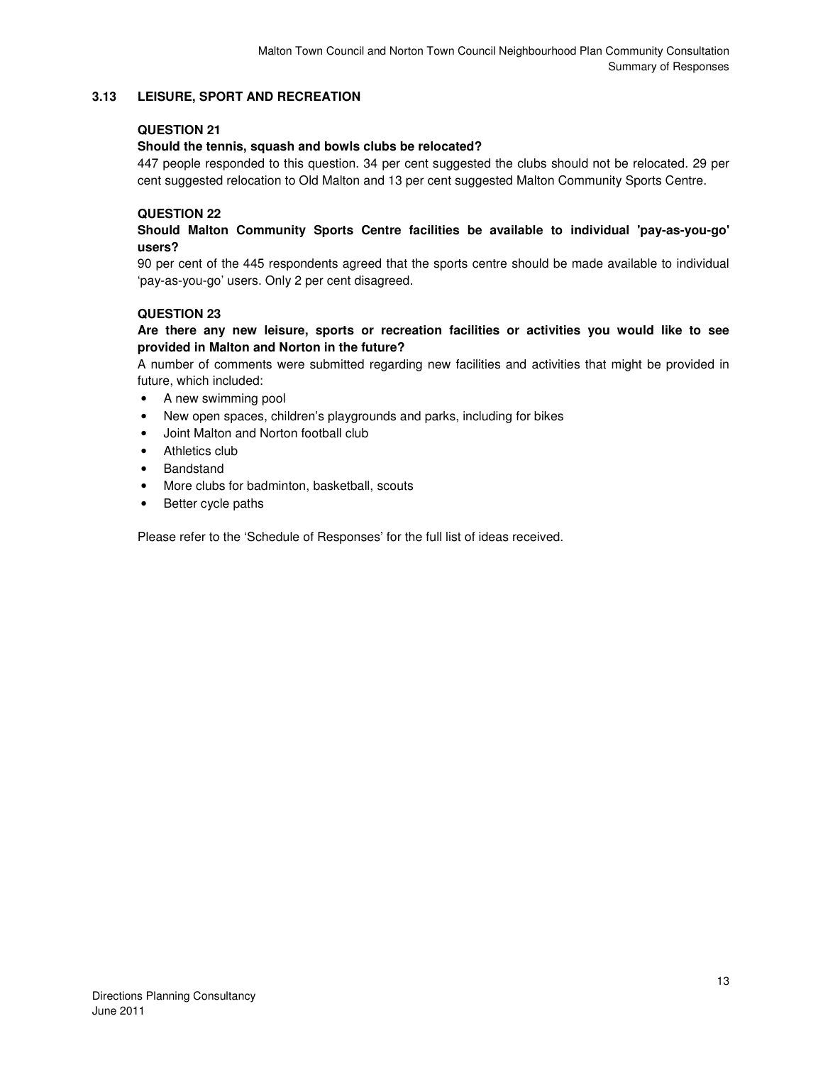## 3.13 LEISURE, SPORT AND RECREATION

### QUESTION 21

**Should the tennis, squash and bowls clubs be relocated?**

447 people responded to this question. 34 per cent suggested the clubs should not be relocated. 29 per cent suggested relocation to Old Malton and 13 per cent suggested Malton Community Sports Centre.

### QUESTION 22

**Should Malton Community Sports Centre facilities be available to individual 'pay-as-you-go' users?**

90 per cent of the 445 respondents agreed that the sports centre should be made available to individual 'pay-as-you-go' users. Only 2 per cent disagreed.

### QUESTION 23

**Are there any new leisure, sports or recreation facilities or activities you would like to see provided in Malton and Norton in the future?**

A number of comments were submitted regarding new facilities and activities that might be provided in future, which included:

- A new swimming pool
- New open spaces, children's playgrounds and parks, including for bikes
- Joint Malton and Norton football club
- Athletics club
- Bandstand
- More clubs for badminton, basketball, scouts
- Better cycle paths

Please refer to the 'Schedule of Responses' for the full list of ideas received.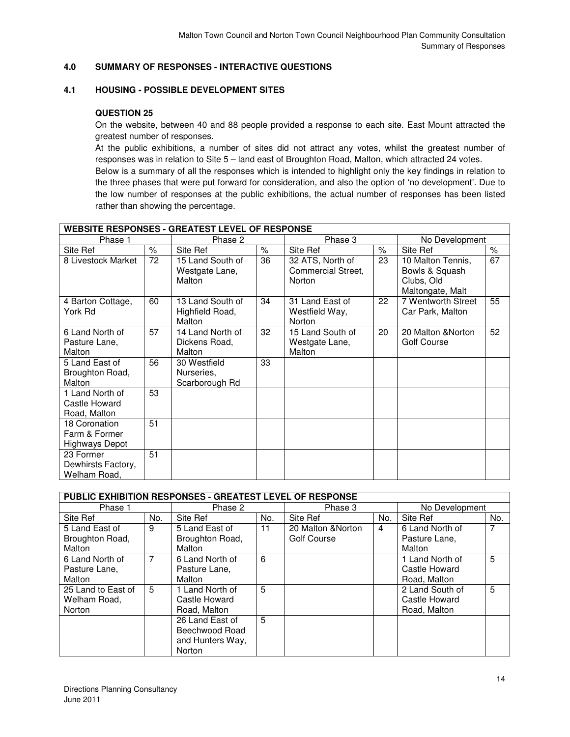## 4.0 SUMMARY OF RESPONSES - INTERACTIVE QUESTIONS

### 4.1 HOUSING - POSSIBLE DEVELOPMENT SITES

#### QUESTION 25

On the website, between 40 and 88 people provided a response to each site. East Mount attracted the greatest number of responses.

At the public exhibitions, a number of sites did not attract any votes, whilst the greatest number of responses was in relation to Site 5 – land east of Broughton Road, Malton, which attracted 24 votes.

Below is a summary of all the responses which is intended to highlight only the key findings in relation to the three phases that were put forward for consideration, and also the option of 'no development'. Due to the low number of responses at the public exhibitions, the actual number of responses has been listed rather than showing the percentage.

| WEBSITE RESPONSES - GREATEST LEVEL OF RESPONSE | | | | | | | |
|---|---|---|---|---|---|---|---|
| Phase 1 | | Phase 2 | | Phase 3 | | No Development | |
| Site Ref | % | Site Ref | % | Site Ref | % | Site Ref | % |
| 8 Livestock Market | 72 | 15 Land South of Westgate Lane, Malton | 36 | 32 ATS, North of Commercial Street, Norton | 23 | 10 Malton Tennis, Bowls & Squash Clubs, Old Maltongate, Malt | 67 |
| 4 Barton Cottage, York Rd | 60 | 13 Land South of Highfield Road, Malton | 34 | 31 Land East of Westfield Way, Norton | 22 | 7 Wentworth Street Car Park, Malton | 55 |
| 6 Land North of Pasture Lane, Malton | 57 | 14 Land North of Dickens Road, Malton | 32 | 15 Land South of Westgate Lane, Malton | 20 | 20 Malton &Norton Golf Course | 52 |
| 5 Land East of Broughton Road, Malton | 56 | 30 Westfield Nurseries, Scarborough Rd | 33 | | | | |
| 1 Land North of Castle Howard Road, Malton | 53 | | | | | | |
| 18 Coronation Farm & Former Highways Depot | 51 | | | | | | |
| 23 Former Dewhirsts Factory, Welham Road, | 51 | | | | | | |

| PUBLIC EXHIBITION RESPONSES - GREATEST LEVEL OF RESPONSE | | | | | | | |
|---|---|---|---|---|---|---|---|
| Phase 1 | | Phase 2 | | Phase 3 | | No Development | |
| Site Ref | No. | Site Ref | No. | Site Ref | No. | Site Ref | No. |
| 5 Land East of Broughton Road, Malton | 9 | 5 Land East of Broughton Road, Malton | 11 | 20 Malton &Norton Golf Course | 4 | 6 Land North of Pasture Lane, Malton | 7 |
| 6 Land North of Pasture Lane, Malton | 7 | 6 Land North of Pasture Lane, Malton | 6 | | | 1 Land North of Castle Howard Road, Malton | 5 |
| 25 Land to East of Welham Road, Norton | 5 | 1 Land North of Castle Howard Road, Malton | 5 | | | 2 Land South of Castle Howard Road, Malton | 5 |
| | | 26 Land East of Beechwood Road and Hunters Way, Norton | 5 | | | | |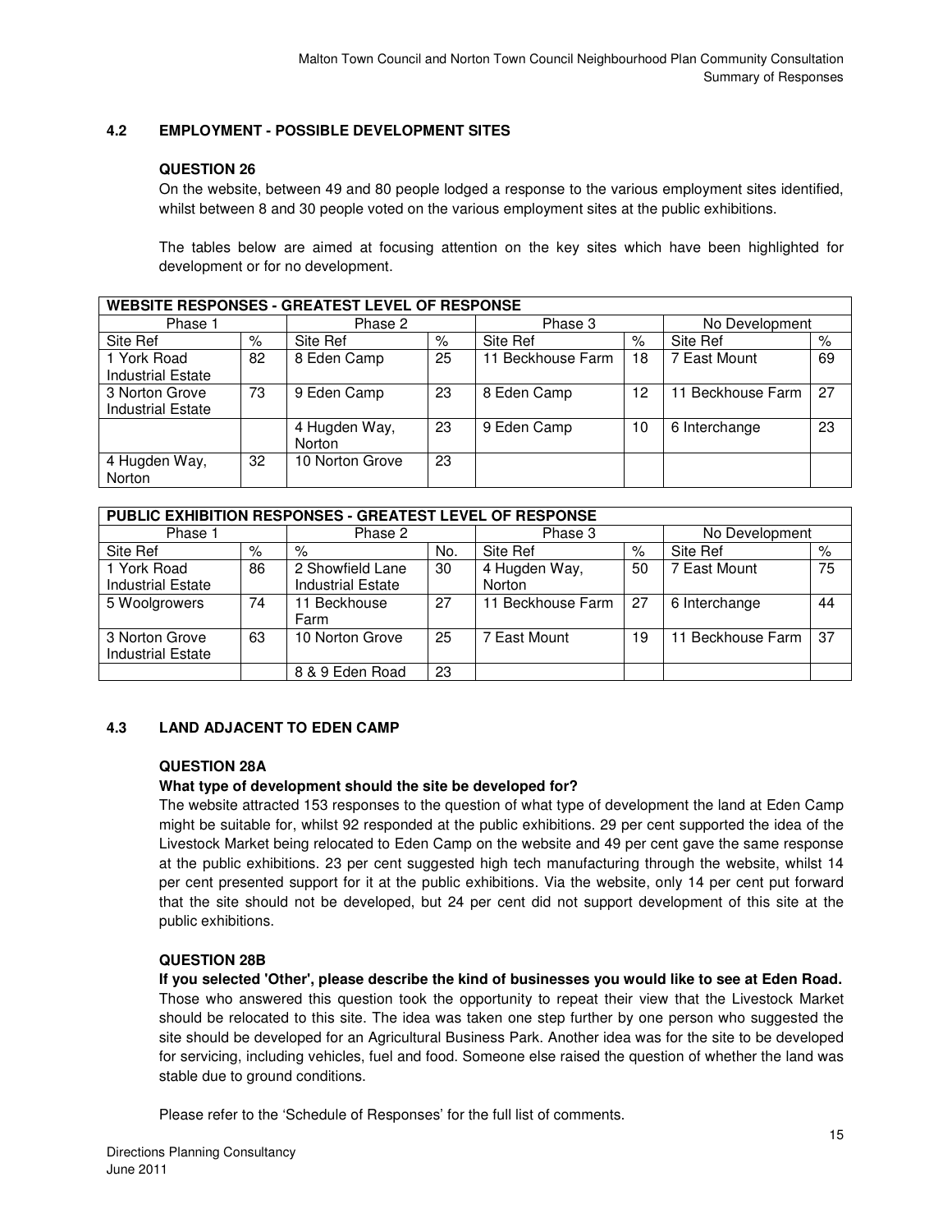### 4.2 EMPLOYMENT - POSSIBLE DEVELOPMENT SITES

**QUESTION 26**

On the website, between 49 and 80 people lodged a response to the various employment sites identified, whilst between 8 and 30 people voted on the various employment sites at the public exhibitions.

The tables below are aimed at focusing attention on the key sites which have been highlighted for development or for no development.

| WEBSITE RESPONSES - GREATEST LEVEL OF RESPONSE | | | | | | | |
|---|---|---|---|---|---|---|---|
| Phase 1 | | Phase 2 | | Phase 3 | | No Development | |
| Site Ref | % | Site Ref | % | Site Ref | % | Site Ref | % |
| 1 York Road Industrial Estate | 82 | 8 Eden Camp | 25 | 11 Beckhouse Farm | 18 | 7 East Mount | 69 |
| 3 Norton Grove Industrial Estate | 73 | 9 Eden Camp | 23 | 8 Eden Camp | 12 | 11 Beckhouse Farm | 27 |
| | | 4 Hugden Way, Norton | 23 | 9 Eden Camp | 10 | 6 Interchange | 23 |
| 4 Hugden Way, Norton | 32 | 10 Norton Grove | 23 | | | | |

| PUBLIC EXHIBITION RESPONSES - GREATEST LEVEL OF RESPONSE | | | | | | | |
|---|---|---|---|---|---|---|---|
| Phase 1 | | Phase 2 | | Phase 3 | | No Development | |
| Site Ref | % | % | No. | Site Ref | % | Site Ref | % |
| 1 York Road Industrial Estate | 86 | 2 Showfield Lane Industrial Estate | 30 | 4 Hugden Way, Norton | 50 | 7 East Mount | 75 |
| 5 Woolgrowers | 74 | 11 Beckhouse Farm | 27 | 11 Beckhouse Farm | 27 | 6 Interchange | 44 |
| 3 Norton Grove Industrial Estate | 63 | 10 Norton Grove | 25 | 7 East Mount | 19 | 11 Beckhouse Farm | 37 |
| | | 8 & 9 Eden Road | 23 | | | | |

### 4.3 LAND ADJACENT TO EDEN CAMP

**QUESTION 28A**

**What type of development should the site be developed for?**

The website attracted 153 responses to the question of what type of development the land at Eden Camp might be suitable for, whilst 92 responded at the public exhibitions. 29 per cent supported the idea of the Livestock Market being relocated to Eden Camp on the website and 49 per cent gave the same response at the public exhibitions. 23 per cent suggested high tech manufacturing through the website, whilst 14 per cent presented support for it at the public exhibitions. Via the website, only 14 per cent put forward that the site should not be developed, but 24 per cent did not support development of this site at the public exhibitions.

**QUESTION 28B**

**If you selected 'Other', please describe the kind of businesses you would like to see at Eden Road.**

Those who answered this question took the opportunity to repeat their view that the Livestock Market should be relocated to this site. The idea was taken one step further by one person who suggested the site should be developed for an Agricultural Business Park. Another idea was for the site to be developed for servicing, including vehicles, fuel and food. Someone else raised the question of whether the land was stable due to ground conditions.

Please refer to the 'Schedule of Responses' for the full list of comments.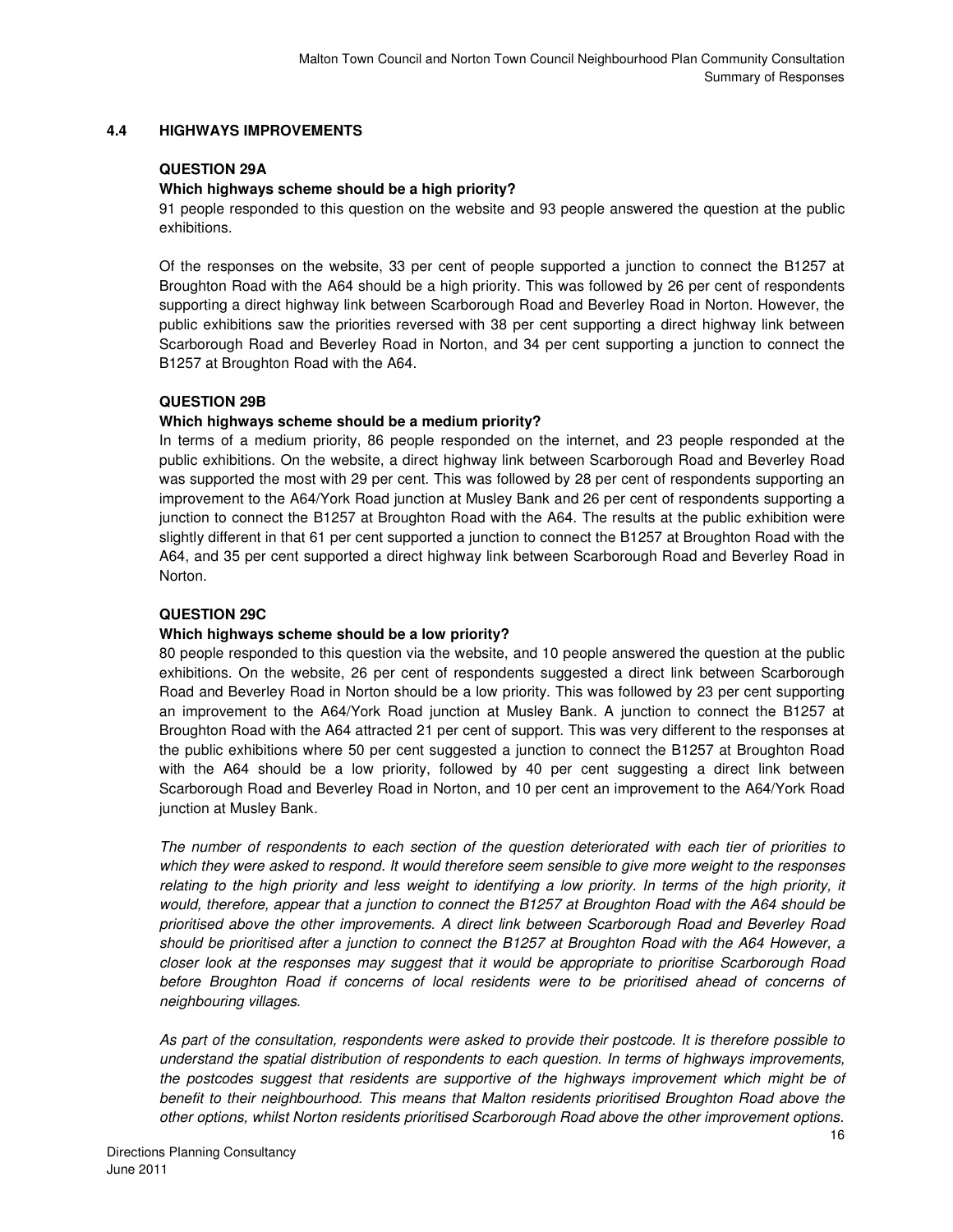## 4.4 HIGHWAYS IMPROVEMENTS

### QUESTION 29A

**Which highways scheme should be a high priority?**

91 people responded to this question on the website and 93 people answered the question at the public exhibitions.

Of the responses on the website, 33 per cent of people supported a junction to connect the B1257 at Broughton Road with the A64 should be a high priority. This was followed by 26 per cent of respondents supporting a direct highway link between Scarborough Road and Beverley Road in Norton. However, the public exhibitions saw the priorities reversed with 38 per cent supporting a direct highway link between Scarborough Road and Beverley Road in Norton, and 34 per cent supporting a junction to connect the B1257 at Broughton Road with the A64.

### QUESTION 29B

**Which highways scheme should be a medium priority?**

In terms of a medium priority, 86 people responded on the internet, and 23 people responded at the public exhibitions. On the website, a direct highway link between Scarborough Road and Beverley Road was supported the most with 29 per cent. This was followed by 28 per cent of respondents supporting an improvement to the A64/York Road junction at Musley Bank and 26 per cent of respondents supporting a junction to connect the B1257 at Broughton Road with the A64. The results at the public exhibition were slightly different in that 61 per cent supported a junction to connect the B1257 at Broughton Road with the A64, and 35 per cent supported a direct highway link between Scarborough Road and Beverley Road in Norton.

### QUESTION 29C

**Which highways scheme should be a low priority?**

80 people responded to this question via the website, and 10 people answered the question at the public exhibitions. On the website, 26 per cent of respondents suggested a direct link between Scarborough Road and Beverley Road in Norton should be a low priority. This was followed by 23 per cent supporting an improvement to the A64/York Road junction at Musley Bank. A junction to connect the B1257 at Broughton Road with the A64 attracted 21 per cent of support. This was very different to the responses at the public exhibitions where 50 per cent suggested a junction to connect the B1257 at Broughton Road with the A64 should be a low priority, followed by 40 per cent suggesting a direct link between Scarborough Road and Beverley Road in Norton, and 10 per cent an improvement to the A64/York Road junction at Musley Bank.

*The number of respondents to each section of the question deteriorated with each tier of priorities to which they were asked to respond. It would therefore seem sensible to give more weight to the responses relating to the high priority and less weight to identifying a low priority. In terms of the high priority, it would, therefore, appear that a junction to connect the B1257 at Broughton Road with the A64 should be prioritised above the other improvements. A direct link between Scarborough Road and Beverley Road should be prioritised after a junction to connect the B1257 at Broughton Road with the A64 However, a closer look at the responses may suggest that it would be appropriate to prioritise Scarborough Road before Broughton Road if concerns of local residents were to be prioritised ahead of concerns of neighbouring villages.*

*As part of the consultation, respondents were asked to provide their postcode. It is therefore possible to understand the spatial distribution of respondents to each question. In terms of highways improvements, the postcodes suggest that residents are supportive of the highways improvement which might be of benefit to their neighbourhood. This means that Malton residents prioritised Broughton Road above the other options, whilst Norton residents prioritised Scarborough Road above the other improvement options.*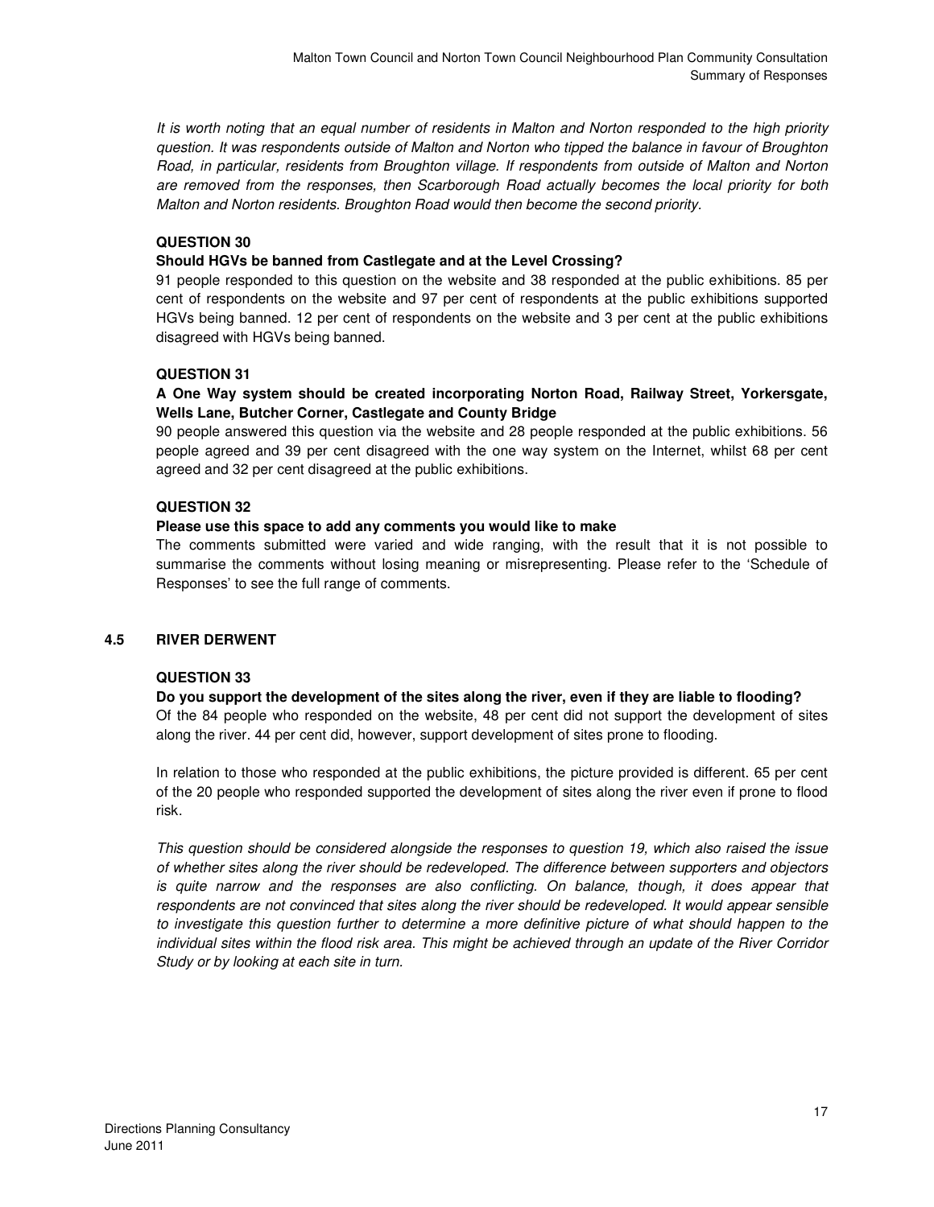*It is worth noting that an equal number of residents in Malton and Norton responded to the high priority question. It was respondents outside of Malton and Norton who tipped the balance in favour of Broughton Road, in particular, residents from Broughton village. If respondents from outside of Malton and Norton are removed from the responses, then Scarborough Road actually becomes the local priority for both Malton and Norton residents. Broughton Road would then become the second priority.*

**QUESTION 30**

**Should HGVs be banned from Castlegate and at the Level Crossing?**

91 people responded to this question on the website and 38 responded at the public exhibitions. 85 per cent of respondents on the website and 97 per cent of respondents at the public exhibitions supported HGVs being banned. 12 per cent of respondents on the website and 3 per cent at the public exhibitions disagreed with HGVs being banned.

**QUESTION 31**

**A One Way system should be created incorporating Norton Road, Railway Street, Yorkersgate, Wells Lane, Butcher Corner, Castlegate and County Bridge**

90 people answered this question via the website and 28 people responded at the public exhibitions. 56 people agreed and 39 per cent disagreed with the one way system on the Internet, whilst 68 per cent agreed and 32 per cent disagreed at the public exhibitions.

**QUESTION 32**

**Please use this space to add any comments you would like to make**

The comments submitted were varied and wide ranging, with the result that it is not possible to summarise the comments without losing meaning or misrepresenting. Please refer to the 'Schedule of Responses' to see the full range of comments.

## 4.5 RIVER DERWENT

**QUESTION 33**

**Do you support the development of the sites along the river, even if they are liable to flooding?**

Of the 84 people who responded on the website, 48 per cent did not support the development of sites along the river. 44 per cent did, however, support development of sites prone to flooding.

In relation to those who responded at the public exhibitions, the picture provided is different. 65 per cent of the 20 people who responded supported the development of sites along the river even if prone to flood risk.

*This question should be considered alongside the responses to question 19, which also raised the issue of whether sites along the river should be redeveloped. The difference between supporters and objectors is quite narrow and the responses are also conflicting. On balance, though, it does appear that respondents are not convinced that sites along the river should be redeveloped. It would appear sensible to investigate this question further to determine a more definitive picture of what should happen to the individual sites within the flood risk area. This might be achieved through an update of the River Corridor Study or by looking at each site in turn.*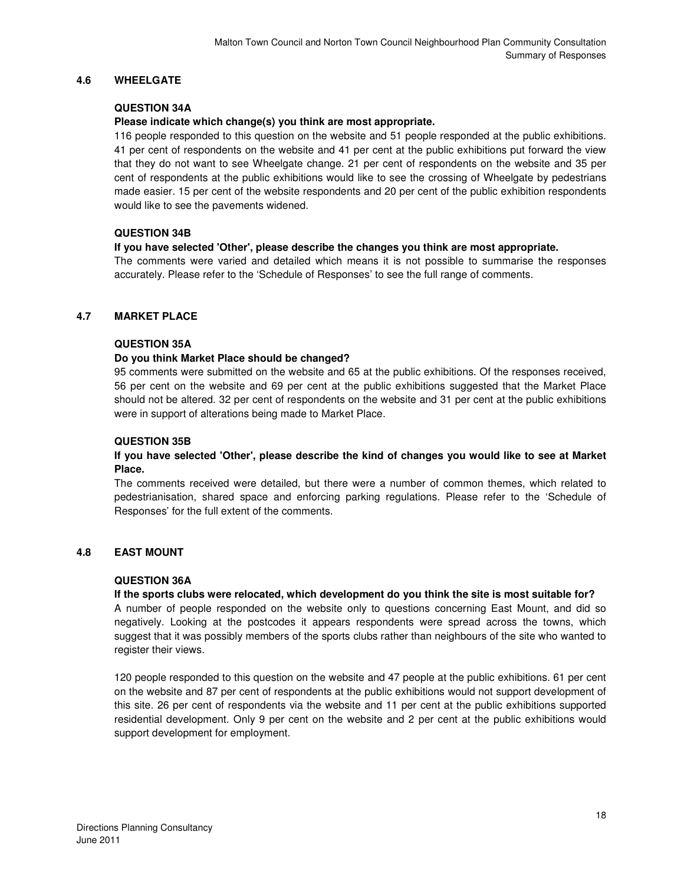## 4.6 WHEELGATE

### QUESTION 34A

**Please indicate which change(s) you think are most appropriate.**

116 people responded to this question on the website and 51 people responded at the public exhibitions. 41 per cent of respondents on the website and 41 per cent at the public exhibitions put forward the view that they do not want to see Wheelgate change. 21 per cent of respondents on the website and 35 per cent of respondents at the public exhibitions would like to see the crossing of Wheelgate by pedestrians made easier. 15 per cent of the website respondents and 20 per cent of the public exhibition respondents would like to see the pavements widened.

### QUESTION 34B

**If you have selected 'Other', please describe the changes you think are most appropriate.**

The comments were varied and detailed which means it is not possible to summarise the responses accurately. Please refer to the 'Schedule of Responses' to see the full range of comments.

## 4.7 MARKET PLACE

### QUESTION 35A

**Do you think Market Place should be changed?**

95 comments were submitted on the website and 65 at the public exhibitions. Of the responses received, 56 per cent on the website and 69 per cent at the public exhibitions suggested that the Market Place should not be altered. 32 per cent of respondents on the website and 31 per cent at the public exhibitions were in support of alterations being made to Market Place.

### QUESTION 35B

**If you have selected 'Other', please describe the kind of changes you would like to see at Market Place.**

The comments received were detailed, but there were a number of common themes, which related to pedestrianisation, shared space and enforcing parking regulations. Please refer to the 'Schedule of Responses' for the full extent of the comments.

## 4.8 EAST MOUNT

### QUESTION 36A

**If the sports clubs were relocated, which development do you think the site is most suitable for?**

A number of people responded on the website only to questions concerning East Mount, and did so negatively. Looking at the postcodes it appears respondents were spread across the towns, which suggest that it was possibly members of the sports clubs rather than neighbours of the site who wanted to register their views.

120 people responded to this question on the website and 47 people at the public exhibitions. 61 per cent on the website and 87 per cent of respondents at the public exhibitions would not support development of this site. 26 per cent of respondents via the website and 11 per cent at the public exhibitions supported residential development. Only 9 per cent on the website and 2 per cent at the public exhibitions would support development for employment.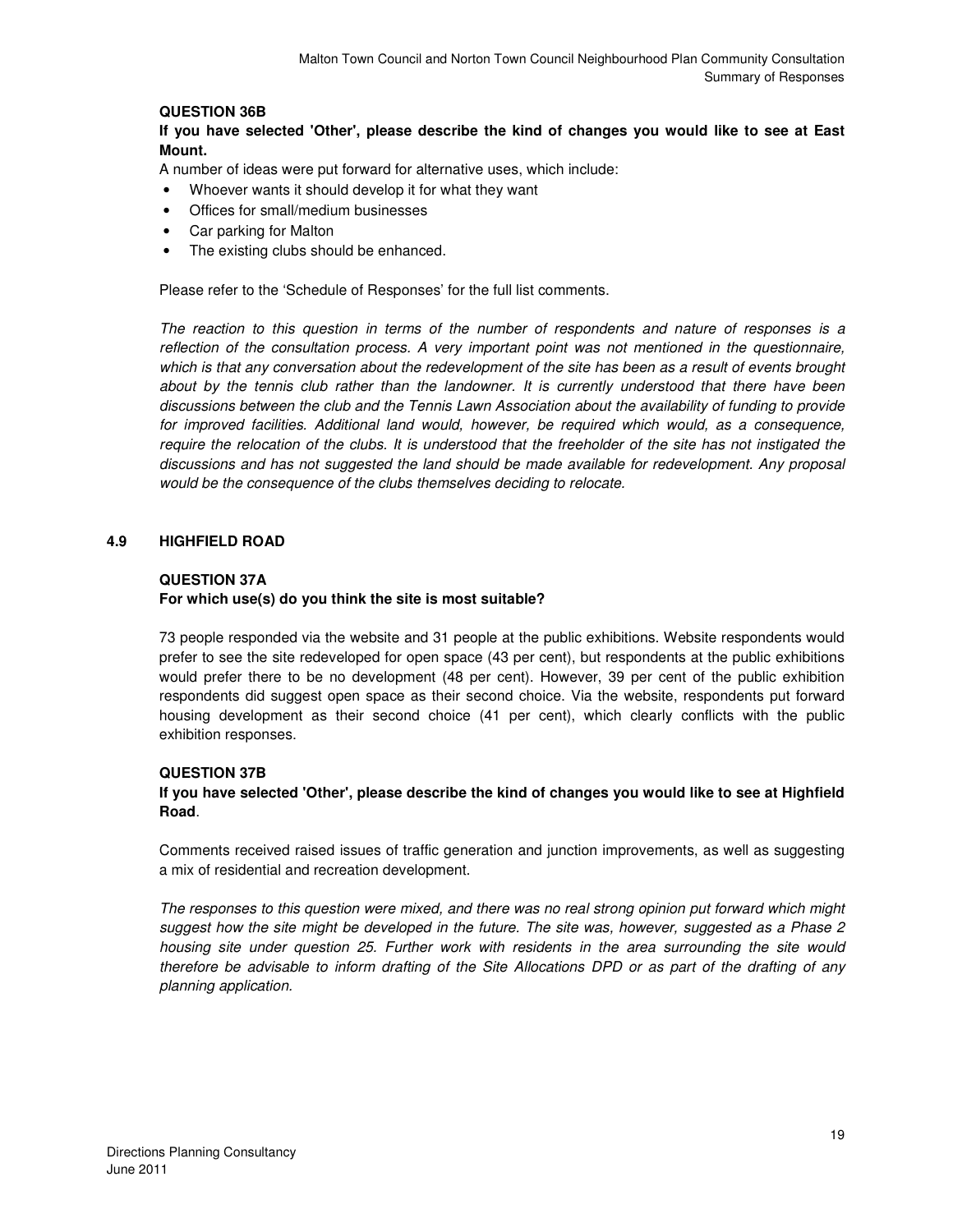**QUESTION 36B**

**If you have selected 'Other', please describe the kind of changes you would like to see at East Mount.**

A number of ideas were put forward for alternative uses, which include:

- Whoever wants it should develop it for what they want
- Offices for small/medium businesses
- Car parking for Malton
- The existing clubs should be enhanced.

Please refer to the 'Schedule of Responses' for the full list comments.

*The reaction to this question in terms of the number of respondents and nature of responses is a reflection of the consultation process. A very important point was not mentioned in the questionnaire, which is that any conversation about the redevelopment of the site has been as a result of events brought about by the tennis club rather than the landowner. It is currently understood that there have been discussions between the club and the Tennis Lawn Association about the availability of funding to provide for improved facilities. Additional land would, however, be required which would, as a consequence, require the relocation of the clubs. It is understood that the freeholder of the site has not instigated the discussions and has not suggested the land should be made available for redevelopment. Any proposal would be the consequence of the clubs themselves deciding to relocate.*

## 4.9 HIGHFIELD ROAD

**QUESTION 37A**

**For which use(s) do you think the site is most suitable?**

73 people responded via the website and 31 people at the public exhibitions. Website respondents would prefer to see the site redeveloped for open space (43 per cent), but respondents at the public exhibitions would prefer there to be no development (48 per cent). However, 39 per cent of the public exhibition respondents did suggest open space as their second choice. Via the website, respondents put forward housing development as their second choice (41 per cent), which clearly conflicts with the public exhibition responses.

**QUESTION 37B**

**If you have selected 'Other', please describe the kind of changes you would like to see at Highfield Road**.

Comments received raised issues of traffic generation and junction improvements, as well as suggesting a mix of residential and recreation development.

*The responses to this question were mixed, and there was no real strong opinion put forward which might suggest how the site might be developed in the future. The site was, however, suggested as a Phase 2 housing site under question 25. Further work with residents in the area surrounding the site would therefore be advisable to inform drafting of the Site Allocations DPD or as part of the drafting of any planning application.*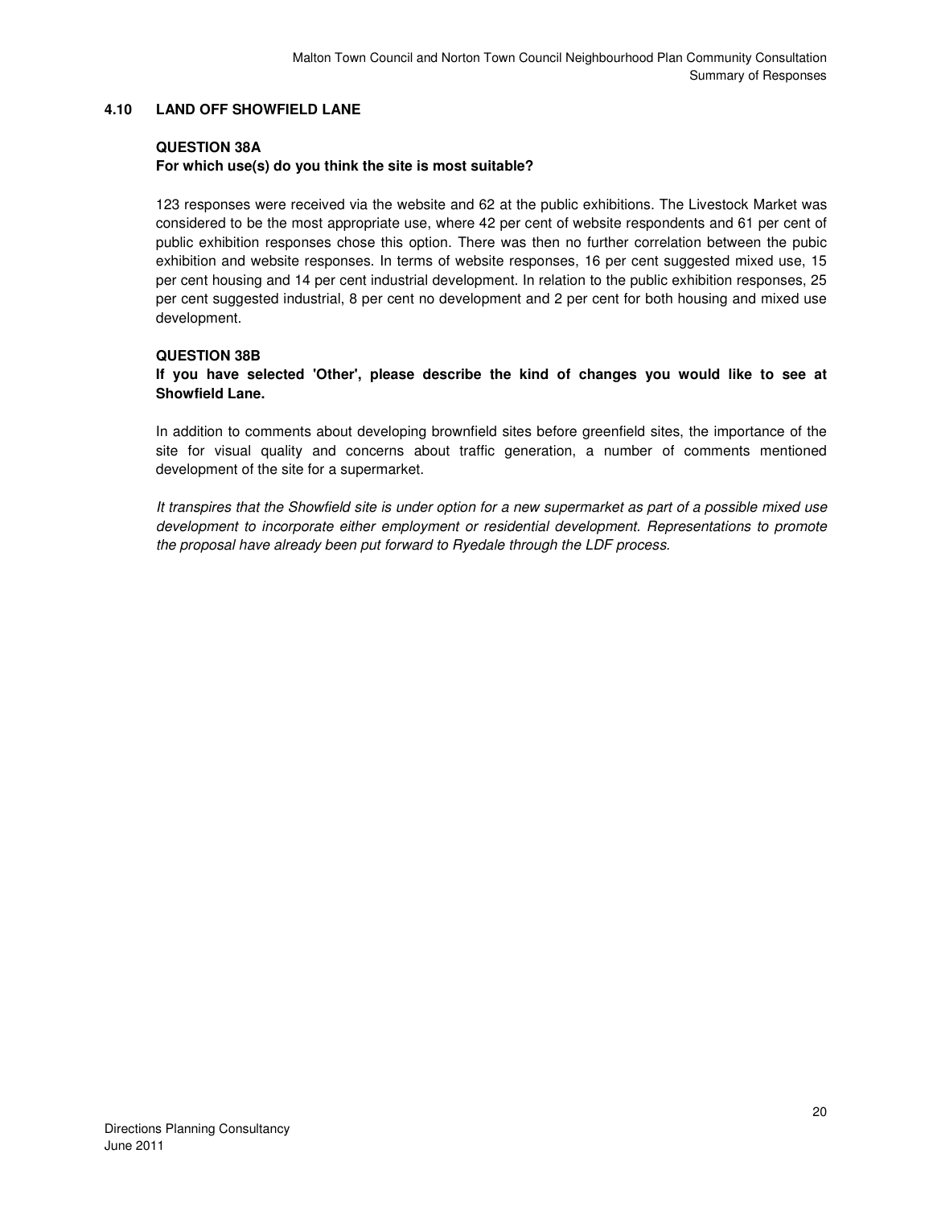## 4.10 LAND OFF SHOWFIELD LANE

**QUESTION 38A**
**For which use(s) do you think the site is most suitable?**

123 responses were received via the website and 62 at the public exhibitions. The Livestock Market was considered to be the most appropriate use, where 42 per cent of website respondents and 61 per cent of public exhibition responses chose this option. There was then no further correlation between the pubic exhibition and website responses. In terms of website responses, 16 per cent suggested mixed use, 15 per cent housing and 14 per cent industrial development. In relation to the public exhibition responses, 25 per cent suggested industrial, 8 per cent no development and 2 per cent for both housing and mixed use development.

**QUESTION 38B**
**If you have selected 'Other', please describe the kind of changes you would like to see at Showfield Lane.**

In addition to comments about developing brownfield sites before greenfield sites, the importance of the site for visual quality and concerns about traffic generation, a number of comments mentioned development of the site for a supermarket.

*It transpires that the Showfield site is under option for a new supermarket as part of a possible mixed use development to incorporate either employment or residential development. Representations to promote the proposal have already been put forward to Ryedale through the LDF process.*